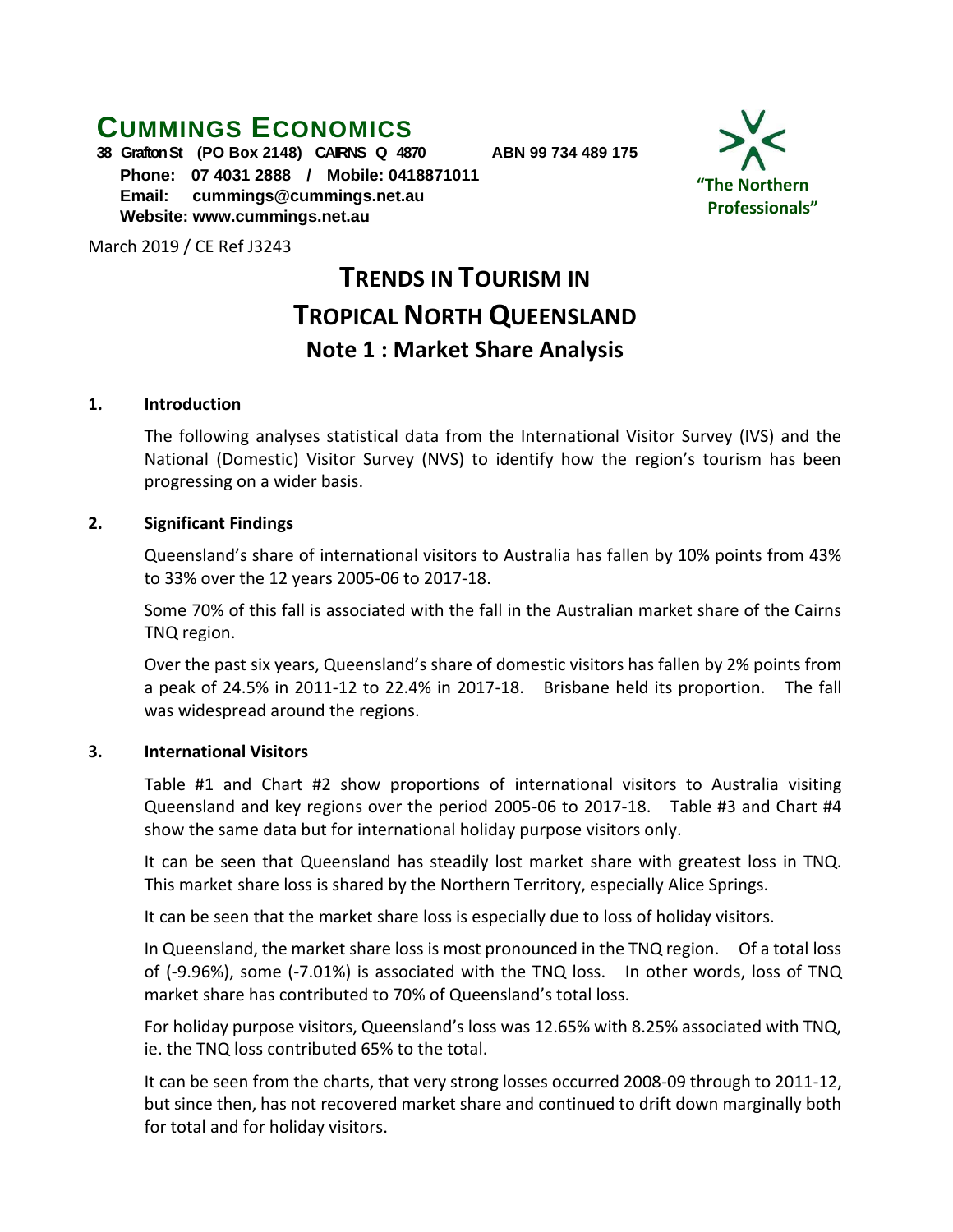# CUMMINGS ECONOMICS

**38 Grafton St (PO Box 2148) CAIRNS Q 4870 ABN 99 734 489 175**

**Phone: 07 4031 2888 / Mobile: 0418871011**
**Email: cummings@cummings.net.au**
**Website: www.cummings.net.au**

**"The Northern Professionals"**

March 2019 / CE Ref J3243

# TRENDS IN TOURISM IN TROPICAL NORTH QUEENSLAND

## Note 1 : Market Share Analysis

### 1. Introduction

The following analyses statistical data from the International Visitor Survey (IVS) and the National (Domestic) Visitor Survey (NVS) to identify how the region's tourism has been progressing on a wider basis.

### 2. Significant Findings

Queensland's share of international visitors to Australia has fallen by 10% points from 43% to 33% over the 12 years 2005-06 to 2017-18.

Some 70% of this fall is associated with the fall in the Australian market share of the Cairns TNQ region.

Over the past six years, Queensland's share of domestic visitors has fallen by 2% points from a peak of 24.5% in 2011-12 to 22.4% in 2017-18. Brisbane held its proportion. The fall was widespread around the regions.

### 3. International Visitors

Table #1 and Chart #2 show proportions of international visitors to Australia visiting Queensland and key regions over the period 2005-06 to 2017-18. Table #3 and Chart #4 show the same data but for international holiday purpose visitors only.

It can be seen that Queensland has steadily lost market share with greatest loss in TNQ. This market share loss is shared by the Northern Territory, especially Alice Springs.

It can be seen that the market share loss is especially due to loss of holiday visitors.

In Queensland, the market share loss is most pronounced in the TNQ region. Of a total loss of (-9.96%), some (-7.01%) is associated with the TNQ loss. In other words, loss of TNQ market share has contributed to 70% of Queensland's total loss.

For holiday purpose visitors, Queensland's loss was 12.65% with 8.25% associated with TNQ, ie. the TNQ loss contributed 65% to the total.

It can be seen from the charts, that very strong losses occurred 2008-09 through to 2011-12, but since then, has not recovered market share and continued to drift down marginally both for total and for holiday visitors.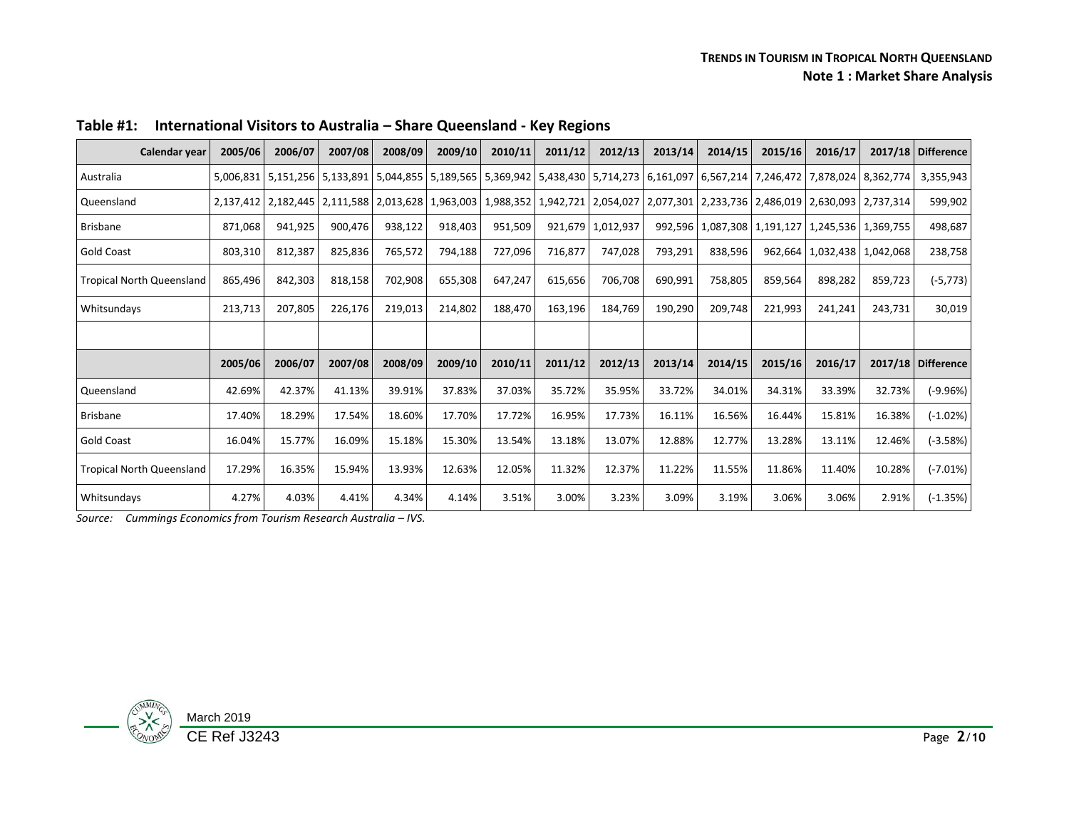**Table #1: International Visitors to Australia – Share Queensland - Key Regions**

| Calendar year | 2005/06 | 2006/07 | 2007/08 | 2008/09 | 2009/10 | 2010/11 | 2011/12 | 2012/13 | 2013/14 | 2014/15 | 2015/16 | 2016/17 | 2017/18 | Difference |
|---|---|---|---|---|---|---|---|---|---|---|---|---|---|---|
| Australia | 5,006,831 | 5,151,256 | 5,133,891 | 5,044,855 | 5,189,565 | 5,369,942 | 5,438,430 | 5,714,273 | 6,161,097 | 6,567,214 | 7,246,472 | 7,878,024 | 8,362,774 | 3,355,943 |
| Queensland | 2,137,412 | 2,182,445 | 2,111,588 | 2,013,628 | 1,963,003 | 1,988,352 | 1,942,721 | 2,054,027 | 2,077,301 | 2,233,736 | 2,486,019 | 2,630,093 | 2,737,314 | 599,902 |
| Brisbane | 871,068 | 941,925 | 900,476 | 938,122 | 918,403 | 951,509 | 921,679 | 1,012,937 | 992,596 | 1,087,308 | 1,191,127 | 1,245,536 | 1,369,755 | 498,687 |
| Gold Coast | 803,310 | 812,387 | 825,836 | 765,572 | 794,188 | 727,096 | 716,877 | 747,028 | 793,291 | 838,596 | 962,664 | 1,032,438 | 1,042,068 | 238,758 |
| Tropical North Queensland | 865,496 | 842,303 | 818,158 | 702,908 | 655,308 | 647,247 | 615,656 | 706,708 | 690,991 | 758,805 | 859,564 | 898,282 | 859,723 | (-5,773) |
| Whitsundays | 213,713 | 207,805 | 226,176 | 219,013 | 214,802 | 188,470 | 163,196 | 184,769 | 190,290 | 209,748 | 221,993 | 241,241 | 243,731 | 30,019 |
| | | | | | | | | | | | | | | |
| | 2005/06 | 2006/07 | 2007/08 | 2008/09 | 2009/10 | 2010/11 | 2011/12 | 2012/13 | 2013/14 | 2014/15 | 2015/16 | 2016/17 | 2017/18 | Difference |
| Queensland | 42.69% | 42.37% | 41.13% | 39.91% | 37.83% | 37.03% | 35.72% | 35.95% | 33.72% | 34.01% | 34.31% | 33.39% | 32.73% | (-9.96%) |
| Brisbane | 17.40% | 18.29% | 17.54% | 18.60% | 17.70% | 17.72% | 16.95% | 17.73% | 16.11% | 16.56% | 16.44% | 15.81% | 16.38% | (-1.02%) |
| Gold Coast | 16.04% | 15.77% | 16.09% | 15.18% | 15.30% | 13.54% | 13.18% | 13.07% | 12.88% | 12.77% | 13.28% | 13.11% | 12.46% | (-3.58%) |
| Tropical North Queensland | 17.29% | 16.35% | 15.94% | 13.93% | 12.63% | 12.05% | 11.32% | 12.37% | 11.22% | 11.55% | 11.86% | 11.40% | 10.28% | (-7.01%) |
| Whitsundays | 4.27% | 4.03% | 4.41% | 4.34% | 4.14% | 3.51% | 3.00% | 3.23% | 3.09% | 3.19% | 3.06% | 3.06% | 2.91% | (-1.35%) |

*Source: Cummings Economics from Tourism Research Australia – IVS.*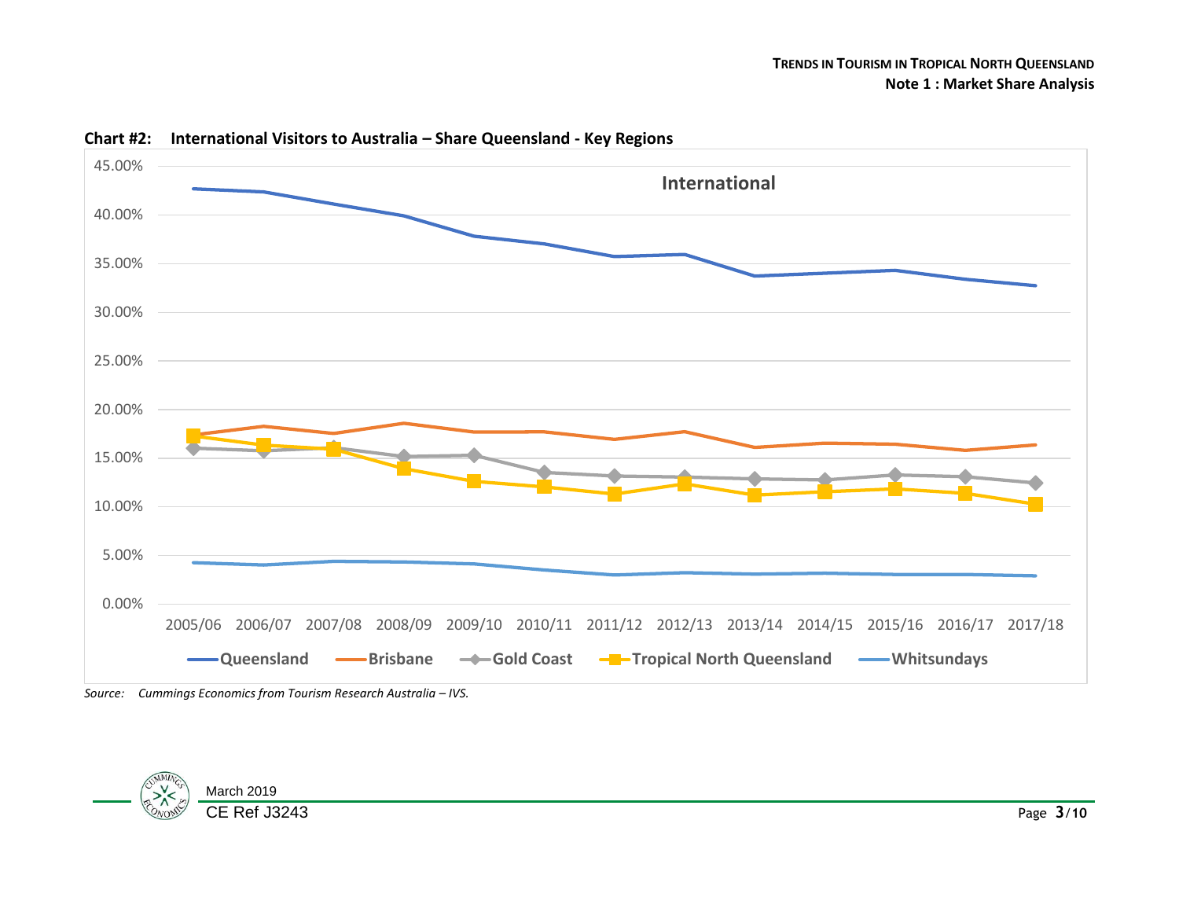**Chart #2: International Visitors to Australia – Share Queensland - Key Regions**

*Source: Cummings Economics from Tourism Research Australia – IVS.*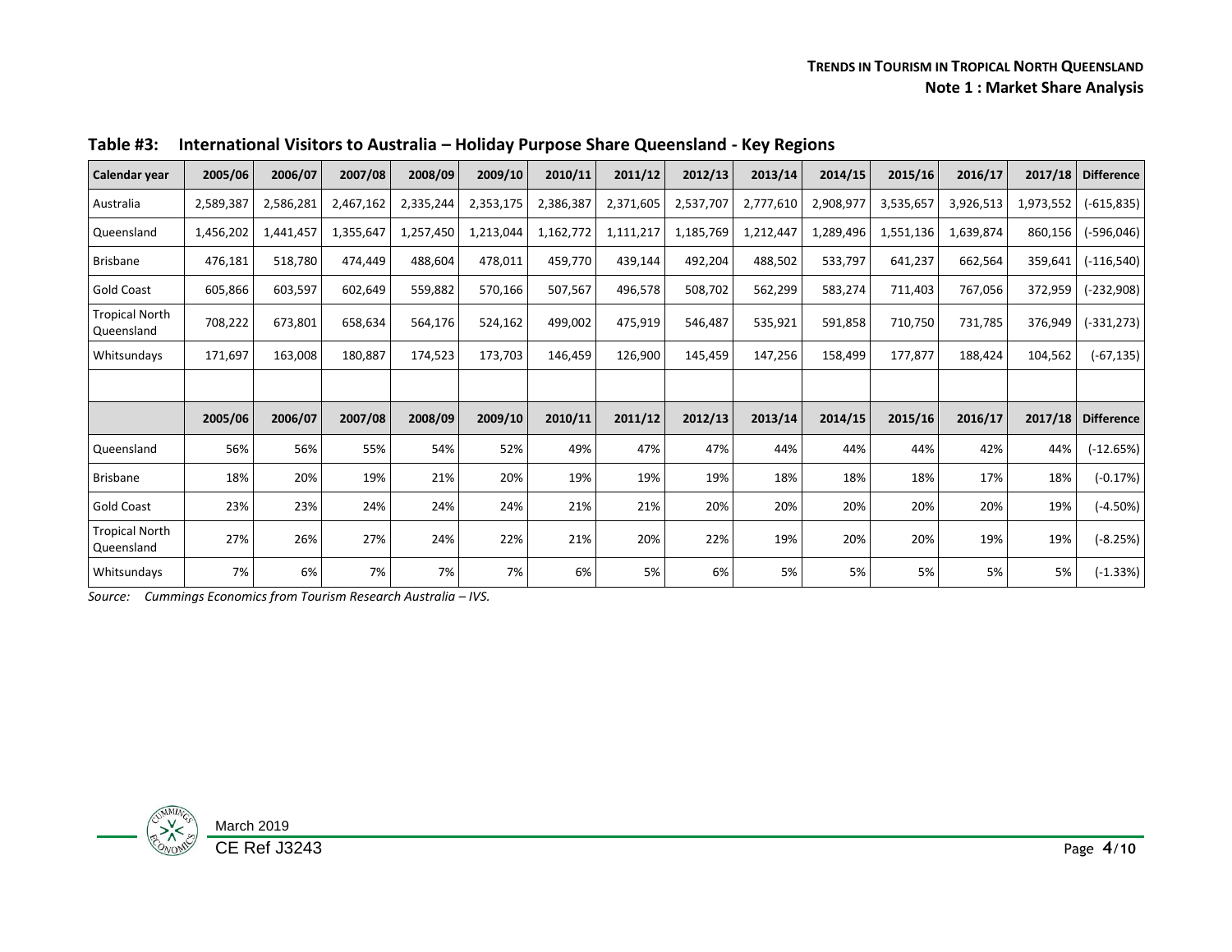## Table #3: International Visitors to Australia – Holiday Purpose Share Queensland - Key Regions

| Calendar year | 2005/06 | 2006/07 | 2007/08 | 2008/09 | 2009/10 | 2010/11 | 2011/12 | 2012/13 | 2013/14 | 2014/15 | 2015/16 | 2016/17 | 2017/18 | Difference |
|---|---|---|---|---|---|---|---|---|---|---|---|---|---|---|
| Australia | 2,589,387 | 2,586,281 | 2,467,162 | 2,335,244 | 2,353,175 | 2,386,387 | 2,371,605 | 2,537,707 | 2,777,610 | 2,908,977 | 3,535,657 | 3,926,513 | 1,973,552 | (-615,835) |
| Queensland | 1,456,202 | 1,441,457 | 1,355,647 | 1,257,450 | 1,213,044 | 1,162,772 | 1,111,217 | 1,185,769 | 1,212,447 | 1,289,496 | 1,551,136 | 1,639,874 | 860,156 | (-596,046) |
| Brisbane | 476,181 | 518,780 | 474,449 | 488,604 | 478,011 | 459,770 | 439,144 | 492,204 | 488,502 | 533,797 | 641,237 | 662,564 | 359,641 | (-116,540) |
| Gold Coast | 605,866 | 603,597 | 602,649 | 559,882 | 570,166 | 507,567 | 496,578 | 508,702 | 562,299 | 583,274 | 711,403 | 767,056 | 372,959 | (-232,908) |
| Tropical North Queensland | 708,222 | 673,801 | 658,634 | 564,176 | 524,162 | 499,002 | 475,919 | 546,487 | 535,921 | 591,858 | 710,750 | 731,785 | 376,949 | (-331,273) |
| Whitsundays | 171,697 | 163,008 | 180,887 | 174,523 | 173,703 | 146,459 | 126,900 | 145,459 | 147,256 | 158,499 | 177,877 | 188,424 | 104,562 | (-67,135) |
| | | | | | | | | | | | | | | |
| | **2005/06** | **2006/07** | **2007/08** | **2008/09** | **2009/10** | **2010/11** | **2011/12** | **2012/13** | **2013/14** | **2014/15** | **2015/16** | **2016/17** | **2017/18** | **Difference** |
| Queensland | 56% | 56% | 55% | 54% | 52% | 49% | 47% | 47% | 44% | 44% | 44% | 42% | 44% | (-12.65%) |
| Brisbane | 18% | 20% | 19% | 21% | 20% | 19% | 19% | 19% | 18% | 18% | 18% | 17% | 18% | (-0.17%) |
| Gold Coast | 23% | 23% | 24% | 24% | 24% | 21% | 21% | 20% | 20% | 20% | 20% | 20% | 19% | (-4.50%) |
| Tropical North Queensland | 27% | 26% | 27% | 24% | 22% | 21% | 20% | 22% | 19% | 20% | 20% | 19% | 19% | (-8.25%) |
| Whitsundays | 7% | 6% | 7% | 7% | 7% | 6% | 5% | 6% | 5% | 5% | 5% | 5% | 5% | (-1.33%) |

*Source: Cummings Economics from Tourism Research Australia – IVS.*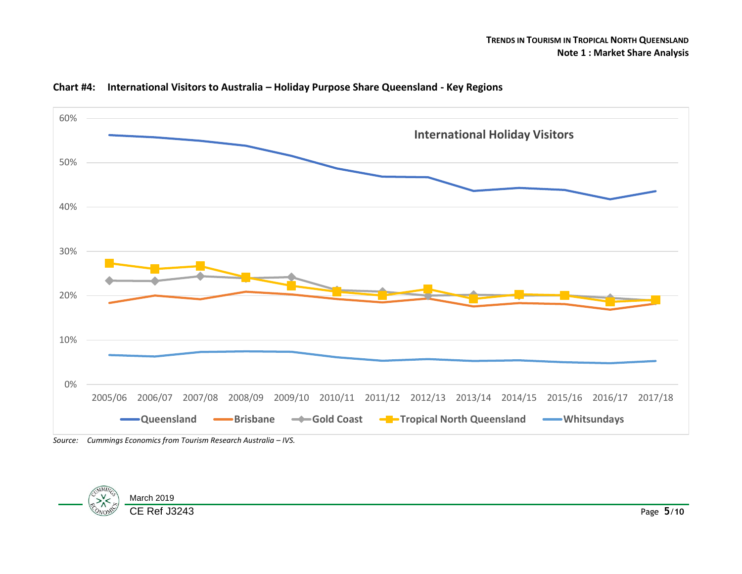**Chart #4: International Visitors to Australia – Holiday Purpose Share Queensland - Key Regions**

*Source: Cummings Economics from Tourism Research Australia – IVS.*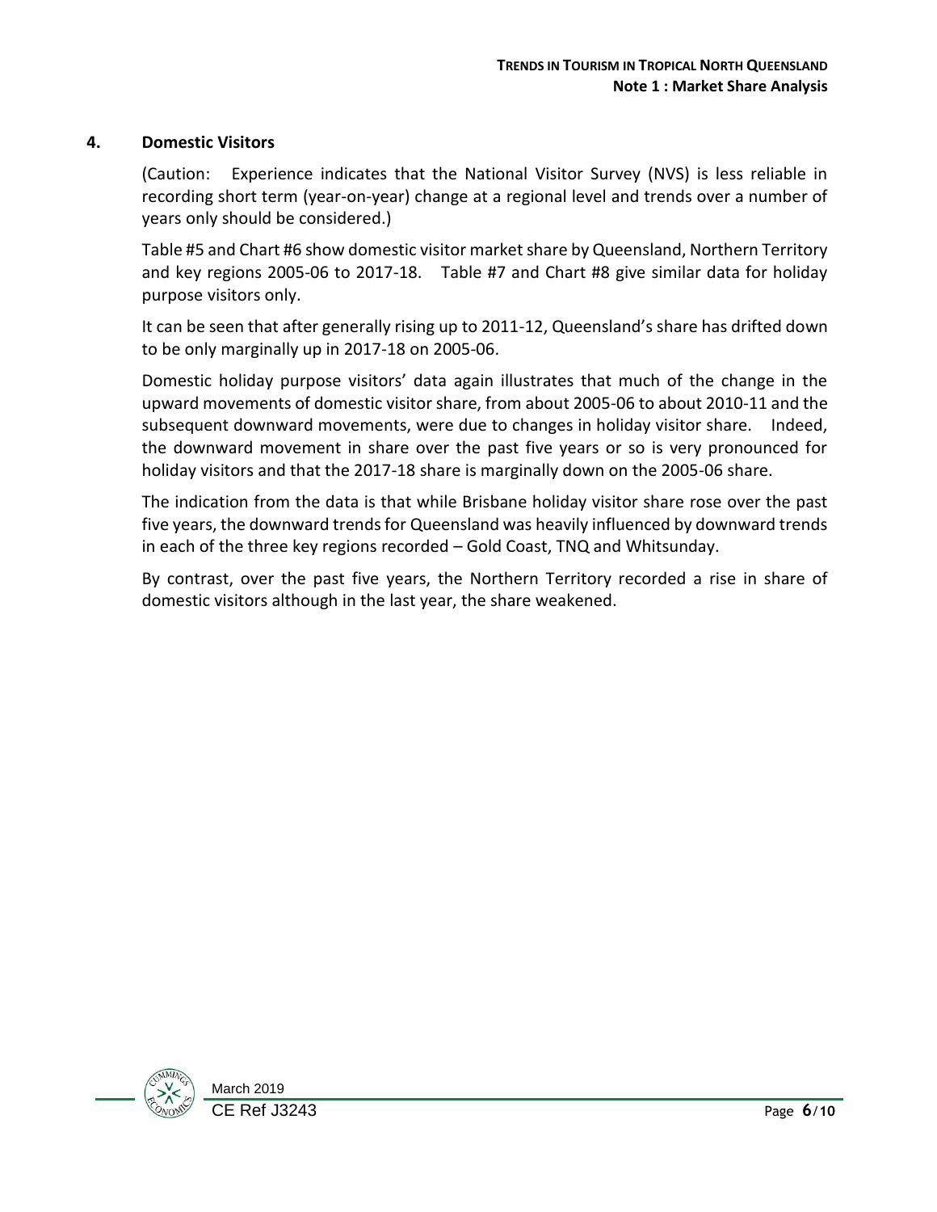## 4. Domestic Visitors

(Caution: Experience indicates that the National Visitor Survey (NVS) is less reliable in recording short term (year-on-year) change at a regional level and trends over a number of years only should be considered.)

Table #5 and Chart #6 show domestic visitor market share by Queensland, Northern Territory and key regions 2005-06 to 2017-18. Table #7 and Chart #8 give similar data for holiday purpose visitors only.

It can be seen that after generally rising up to 2011-12, Queensland's share has drifted down to be only marginally up in 2017-18 on 2005-06.

Domestic holiday purpose visitors' data again illustrates that much of the change in the upward movements of domestic visitor share, from about 2005-06 to about 2010-11 and the subsequent downward movements, were due to changes in holiday visitor share. Indeed, the downward movement in share over the past five years or so is very pronounced for holiday visitors and that the 2017-18 share is marginally down on the 2005-06 share.

The indication from the data is that while Brisbane holiday visitor share rose over the past five years, the downward trends for Queensland was heavily influenced by downward trends in each of the three key regions recorded – Gold Coast, TNQ and Whitsunday.

By contrast, over the past five years, the Northern Territory recorded a rise in share of domestic visitors although in the last year, the share weakened.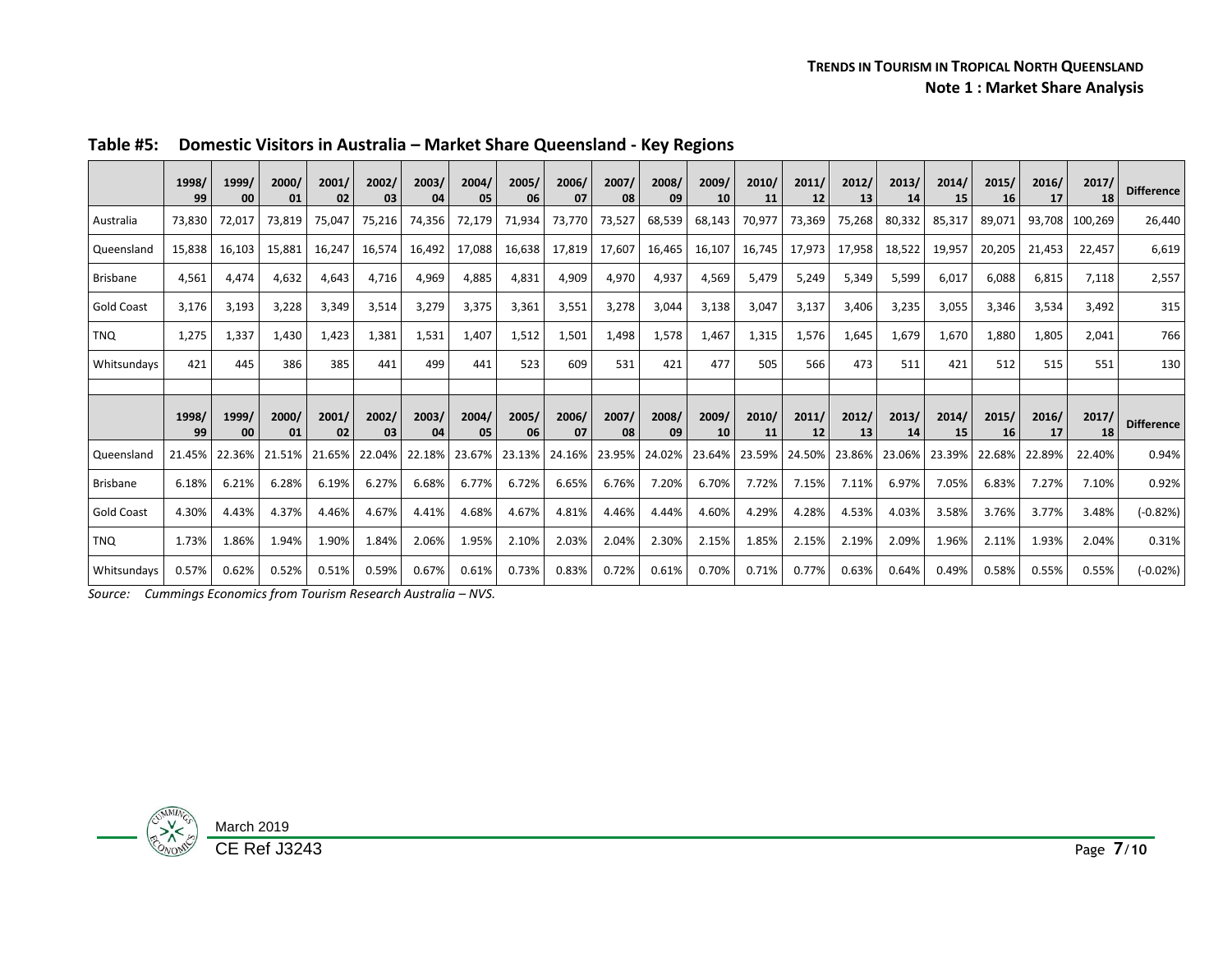## Table #5: Domestic Visitors in Australia – Market Share Queensland - Key Regions

| | 1998/99 | 1999/00 | 2000/01 | 2001/02 | 2002/03 | 2003/04 | 2004/05 | 2005/06 | 2006/07 | 2007/08 | 2008/09 | 2009/10 | 2010/11 | 2011/12 | 2012/13 | 2013/14 | 2014/15 | 2015/16 | 2016/17 | 2017/18 | Difference |
|---|---|---|---|---|---|---|---|---|---|---|---|---|---|---|---|---|---|---|---|---|---|
| Australia | 73,830 | 72,017 | 73,819 | 75,047 | 75,216 | 74,356 | 72,179 | 71,934 | 73,770 | 73,527 | 68,539 | 68,143 | 70,977 | 73,369 | 75,268 | 80,332 | 85,317 | 89,071 | 93,708 | 100,269 | 26,440 |
| Queensland | 15,838 | 16,103 | 15,881 | 16,247 | 16,574 | 16,492 | 17,088 | 16,638 | 17,819 | 17,607 | 16,465 | 16,107 | 16,745 | 17,973 | 17,958 | 18,522 | 19,957 | 20,205 | 21,453 | 22,457 | 6,619 |
| Brisbane | 4,561 | 4,474 | 4,632 | 4,643 | 4,716 | 4,969 | 4,885 | 4,831 | 4,909 | 4,970 | 4,937 | 4,569 | 5,479 | 5,249 | 5,349 | 5,599 | 6,017 | 6,088 | 6,815 | 7,118 | 2,557 |
| Gold Coast | 3,176 | 3,193 | 3,228 | 3,349 | 3,514 | 3,279 | 3,375 | 3,361 | 3,551 | 3,278 | 3,044 | 3,138 | 3,047 | 3,137 | 3,406 | 3,235 | 3,055 | 3,346 | 3,534 | 3,492 | 315 |
| TNQ | 1,275 | 1,337 | 1,430 | 1,423 | 1,381 | 1,531 | 1,407 | 1,512 | 1,501 | 1,498 | 1,578 | 1,467 | 1,315 | 1,576 | 1,645 | 1,679 | 1,670 | 1,880 | 1,805 | 2,041 | 766 |
| Whitsundays | 421 | 445 | 386 | 385 | 441 | 499 | 441 | 523 | 609 | 531 | 421 | 477 | 505 | 566 | 473 | 511 | 421 | 512 | 515 | 551 | 130 |
| | | | | | | | | | | | | | | | | | | | | | |
| | 1998/99 | 1999/00 | 2000/01 | 2001/02 | 2002/03 | 2003/04 | 2004/05 | 2005/06 | 2006/07 | 2007/08 | 2008/09 | 2009/10 | 2010/11 | 2011/12 | 2012/13 | 2013/14 | 2014/15 | 2015/16 | 2016/17 | 2017/18 | Difference |
| Queensland | 21.45% | 22.36% | 21.51% | 21.65% | 22.04% | 22.18% | 23.67% | 23.13% | 24.16% | 23.95% | 24.02% | 23.64% | 23.59% | 24.50% | 23.86% | 23.06% | 23.39% | 22.68% | 22.89% | 22.40% | 0.94% |
| Brisbane | 6.18% | 6.21% | 6.28% | 6.19% | 6.27% | 6.68% | 6.77% | 6.72% | 6.65% | 6.76% | 7.20% | 6.70% | 7.72% | 7.15% | 7.11% | 6.97% | 7.05% | 6.83% | 7.27% | 7.10% | 0.92% |
| Gold Coast | 4.30% | 4.43% | 4.37% | 4.46% | 4.67% | 4.41% | 4.68% | 4.67% | 4.81% | 4.46% | 4.44% | 4.60% | 4.29% | 4.28% | 4.53% | 4.03% | 3.58% | 3.76% | 3.77% | 3.48% | (-0.82%) |
| TNQ | 1.73% | 1.86% | 1.94% | 1.90% | 1.84% | 2.06% | 1.95% | 2.10% | 2.03% | 2.04% | 2.30% | 2.15% | 1.85% | 2.15% | 2.19% | 2.09% | 1.96% | 2.11% | 1.93% | 2.04% | 0.31% |
| Whitsundays | 0.57% | 0.62% | 0.52% | 0.51% | 0.59% | 0.67% | 0.61% | 0.73% | 0.83% | 0.72% | 0.61% | 0.70% | 0.71% | 0.77% | 0.63% | 0.64% | 0.49% | 0.58% | 0.55% | 0.55% | (-0.02%) |

*Source: Cummings Economics from Tourism Research Australia – NVS.*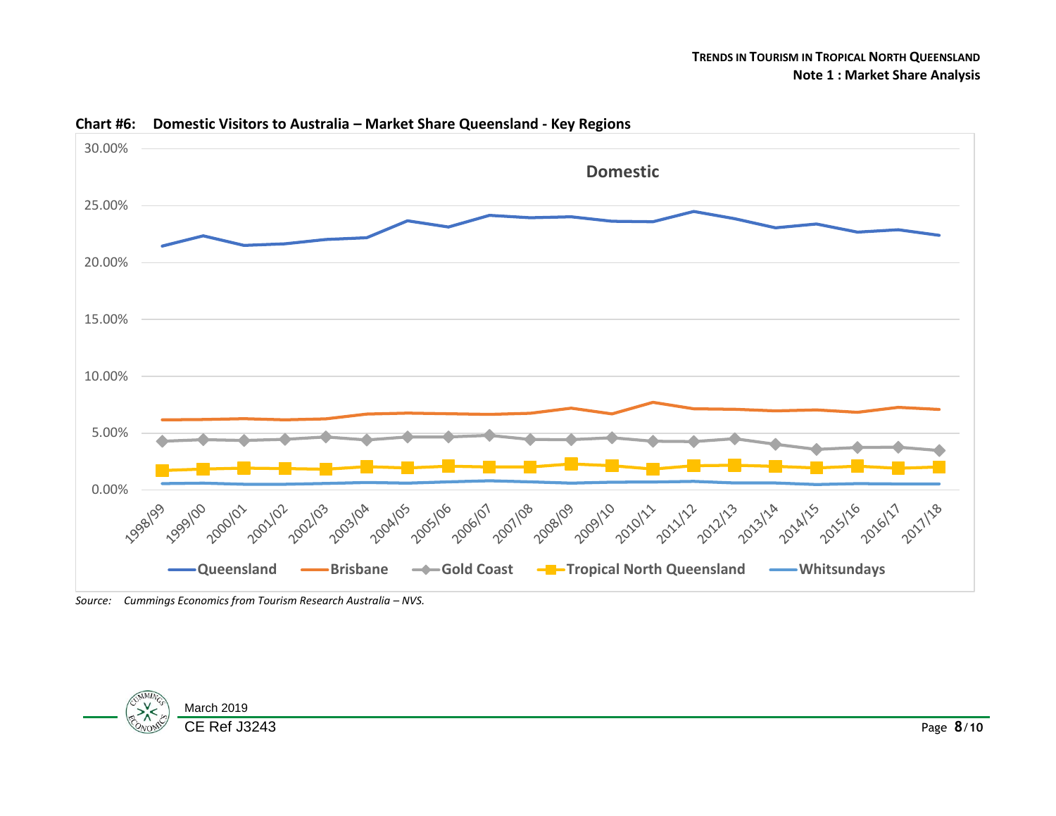**Chart #6: Domestic Visitors to Australia – Market Share Queensland - Key Regions**

*Source: Cummings Economics from Tourism Research Australia – NVS.*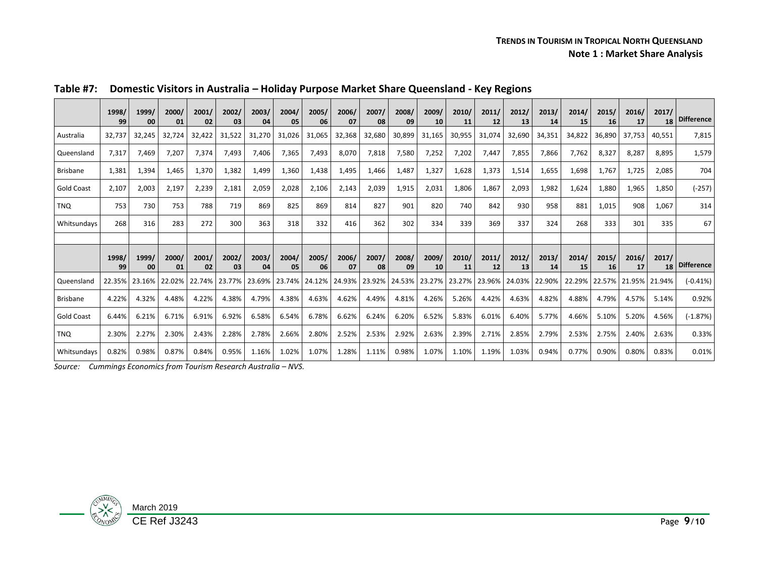**Table #7: Domestic Visitors in Australia – Holiday Purpose Market Share Queensland - Key Regions**

| | 1998/99 | 1999/00 | 2000/01 | 2001/02 | 2002/03 | 2003/04 | 2004/05 | 2005/06 | 2006/07 | 2007/08 | 2008/09 | 2009/10 | 2010/11 | 2011/12 | 2012/13 | 2013/14 | 2014/15 | 2015/16 | 2016/17 | 2017/18 | Difference |
|---|---|---|---|---|---|---|---|---|---|---|---|---|---|---|---|---|---|---|---|---|---|
| Australia | 32,737 | 32,245 | 32,724 | 32,422 | 31,522 | 31,270 | 31,026 | 31,065 | 32,368 | 32,680 | 30,899 | 31,165 | 30,955 | 31,074 | 32,690 | 34,351 | 34,822 | 36,890 | 37,753 | 40,551 | 7,815 |
| Queensland | 7,317 | 7,469 | 7,207 | 7,374 | 7,493 | 7,406 | 7,365 | 7,493 | 8,070 | 7,818 | 7,580 | 7,252 | 7,202 | 7,447 | 7,855 | 7,866 | 7,762 | 8,327 | 8,287 | 8,895 | 1,579 |
| Brisbane | 1,381 | 1,394 | 1,465 | 1,370 | 1,382 | 1,499 | 1,360 | 1,438 | 1,495 | 1,466 | 1,487 | 1,327 | 1,628 | 1,373 | 1,514 | 1,655 | 1,698 | 1,767 | 1,725 | 2,085 | 704 |
| Gold Coast | 2,107 | 2,003 | 2,197 | 2,239 | 2,181 | 2,059 | 2,028 | 2,106 | 2,143 | 2,039 | 1,915 | 2,031 | 1,806 | 1,867 | 2,093 | 1,982 | 1,624 | 1,880 | 1,965 | 1,850 | (-257) |
| TNQ | 753 | 730 | 753 | 788 | 719 | 869 | 825 | 869 | 814 | 827 | 901 | 820 | 740 | 842 | 930 | 958 | 881 | 1,015 | 908 | 1,067 | 314 |
| Whitsundays | 268 | 316 | 283 | 272 | 300 | 363 | 318 | 332 | 416 | 362 | 302 | 334 | 339 | 369 | 337 | 324 | 268 | 333 | 301 | 335 | 67 |
| | | | | | | | | | | | | | | | | | | | | | |
| | 1998/99 | 1999/00 | 2000/01 | 2001/02 | 2002/03 | 2003/04 | 2004/05 | 2005/06 | 2006/07 | 2007/08 | 2008/09 | 2009/10 | 2010/11 | 2011/12 | 2012/13 | 2013/14 | 2014/15 | 2015/16 | 2016/17 | 2017/18 | Difference |
| Queensland | 22.35% | 23.16% | 22.02% | 22.74% | 23.77% | 23.69% | 23.74% | 24.12% | 24.93% | 23.92% | 24.53% | 23.27% | 23.27% | 23.96% | 24.03% | 22.90% | 22.29% | 22.57% | 21.95% | 21.94% | (-0.41%) |
| Brisbane | 4.22% | 4.32% | 4.48% | 4.22% | 4.38% | 4.79% | 4.38% | 4.63% | 4.62% | 4.49% | 4.81% | 4.26% | 5.26% | 4.42% | 4.63% | 4.82% | 4.88% | 4.79% | 4.57% | 5.14% | 0.92% |
| Gold Coast | 6.44% | 6.21% | 6.71% | 6.91% | 6.92% | 6.58% | 6.54% | 6.78% | 6.62% | 6.24% | 6.20% | 6.52% | 5.83% | 6.01% | 6.40% | 5.77% | 4.66% | 5.10% | 5.20% | 4.56% | (-1.87%) |
| TNQ | 2.30% | 2.27% | 2.30% | 2.43% | 2.28% | 2.78% | 2.66% | 2.80% | 2.52% | 2.53% | 2.92% | 2.63% | 2.39% | 2.71% | 2.85% | 2.79% | 2.53% | 2.75% | 2.40% | 2.63% | 0.33% |
| Whitsundays | 0.82% | 0.98% | 0.87% | 0.84% | 0.95% | 1.16% | 1.02% | 1.07% | 1.28% | 1.11% | 0.98% | 1.07% | 1.10% | 1.19% | 1.03% | 0.94% | 0.77% | 0.90% | 0.80% | 0.83% | 0.01% |

*Source: Cummings Economics from Tourism Research Australia – NVS.*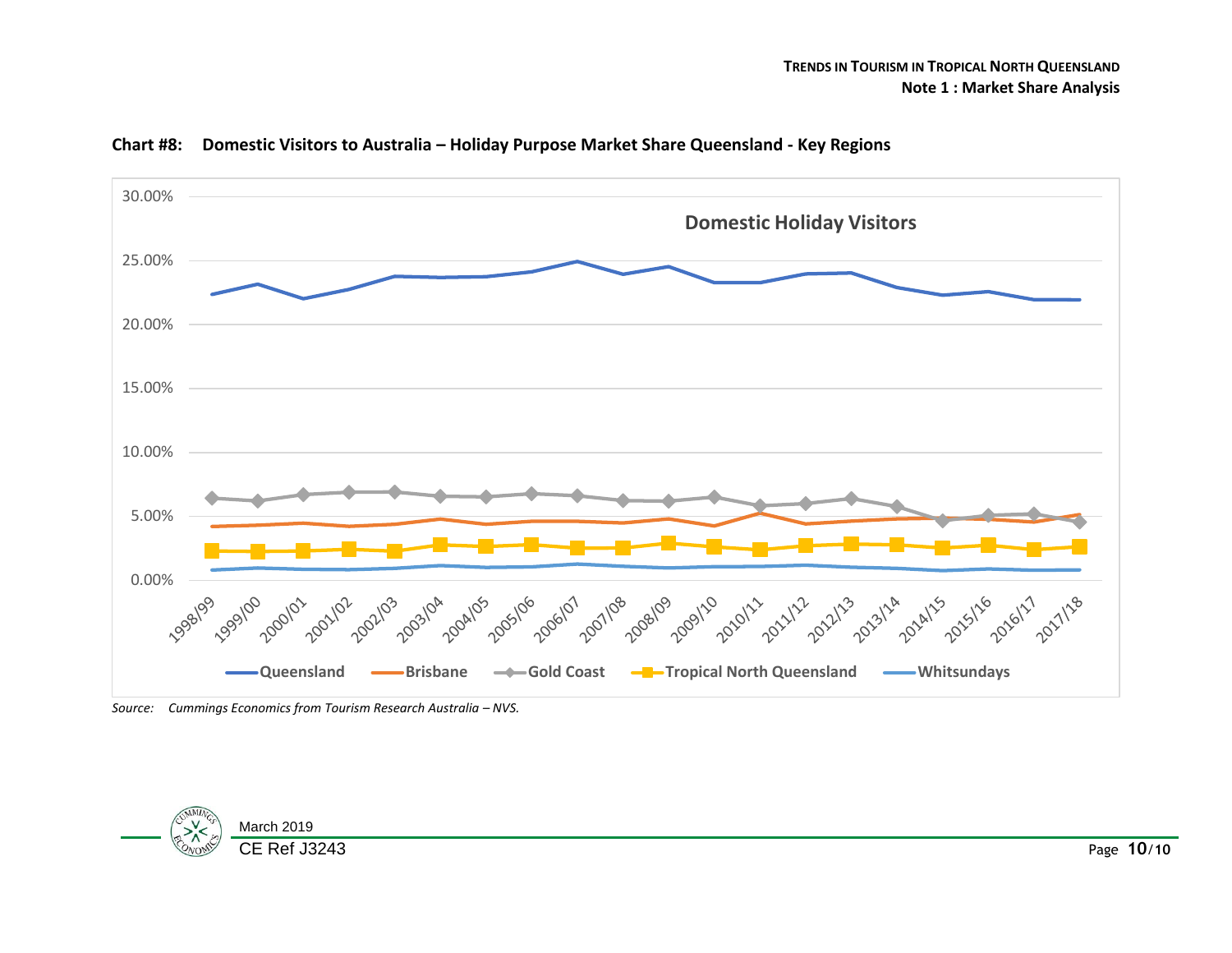**Chart #8: Domestic Visitors to Australia – Holiday Purpose Market Share Queensland - Key Regions**

Domestic Holiday Visitors

30.00%
25.00%
20.00%
15.00%
10.00%
5.00%
0.00%

1998/99 1999/00 2000/01 2001/02 2002/03 2003/04 2004/05 2005/06 2006/07 2007/08 2008/09 2009/10 2010/11 2011/12 2012/13 2013/14 2014/15 2015/16 2016/17 2017/18

Queensland | Brisbane | Gold Coast | Tropical North Queensland | Whitsundays

*Source: Cummings Economics from Tourism Research Australia – NVS.*